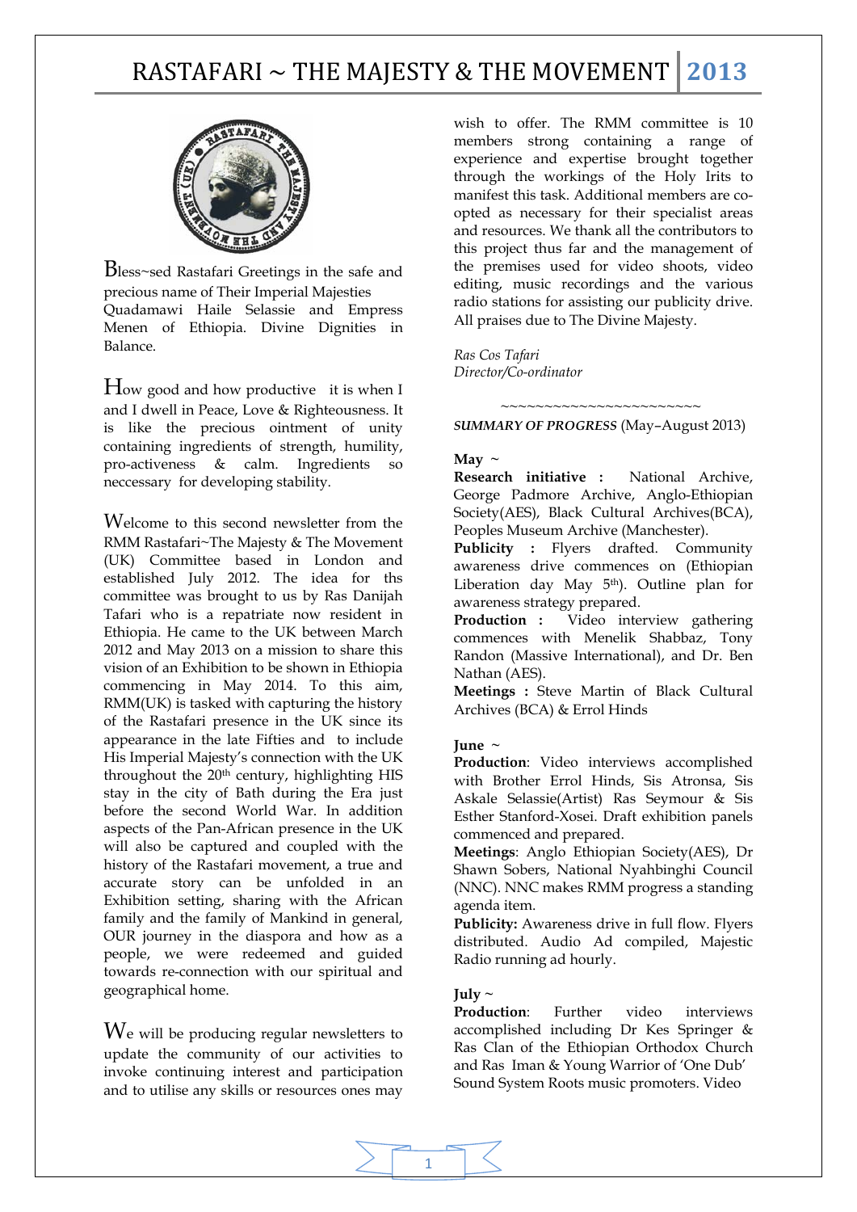# RASTAFARI ~ THE MAJESTY & THE MOVEMENT 2013

Bless~sed Rastafari Greetings in the safe and precious name of Their Imperial Majesties Quadamawi Haile Selassie and Empress Menen of Ethiopia. Divine Dignities in Balance.

How good and how productive it is when I and I dwell in Peace, Love & Righteousness. It is like the precious ointment of unity containing ingredients of strength, humility, pro-activeness & calm. Ingredients so neccessary for developing stability.

Welcome to this second newsletter from the RMM Rastafari~The Majesty & The Movement (UK) Committee based in London and established July 2012. The idea for ths committee was brought to us by Ras Danijah Tafari who is a repatriate now resident in Ethiopia. He came to the UK between March 2012 and May 2013 on a mission to share this vision of an Exhibition to be shown in Ethiopia commencing in May 2014. To this aim, RMM(UK) is tasked with capturing the history of the Rastafari presence in the UK since its appearance in the late Fifties and to include His Imperial Majesty's connection with the UK throughout the 20th century, highlighting HIS stay in the city of Bath during the Era just before the second World War. In addition aspects of the Pan-African presence in the UK will also be captured and coupled with the history of the Rastafari movement, a true and accurate story can be unfolded in an Exhibition setting, sharing with the African family and the family of Mankind in general, OUR journey in the diaspora and how as a people, we were redeemed and guided towards re-connection with our spiritual and geographical home.

We will be producing regular newsletters to update the community of our activities to invoke continuing interest and participation and to utilise any skills or resources ones may wish to offer. The RMM committee is 10 members strong containing a range of experience and expertise brought together through the workings of the Holy Irits to manifest this task. Additional members are co-opted as necessary for their specialist areas and resources. We thank all the contributors to this project thus far and the management of the premises used for video shoots, video editing, music recordings and the various radio stations for assisting our publicity drive. All praises due to The Divine Majesty.

*Ras Cos Tafari*
*Director/Co-ordinator*

~~~~~~~~~~~~~~~~~~~~~~~

***SUMMARY OF PROGRESS*** (May–August 2013)

**May ~**

**Research initiative :** National Archive, George Padmore Archive, Anglo-Ethiopian Society(AES), Black Cultural Archives(BCA), Peoples Museum Archive (Manchester).

**Publicity :** Flyers drafted. Community awareness drive commences on (Ethiopian Liberation day May 5th). Outline plan for awareness strategy prepared.

**Production :** Video interview gathering commences with Menelik Shabbaz, Tony Randon (Massive International), and Dr. Ben Nathan (AES).

**Meetings :** Steve Martin of Black Cultural Archives (BCA) & Errol Hinds

**June ~**

**Production**: Video interviews accomplished with Brother Errol Hinds, Sis Atronsa, Sis Askale Selassie(Artist) Ras Seymour & Sis Esther Stanford-Xosei. Draft exhibition panels commenced and prepared.

**Meetings**: Anglo Ethiopian Society(AES), Dr Shawn Sobers, National Nyahbinghi Council (NNC). NNC makes RMM progress a standing agenda item.

**Publicity:** Awareness drive in full flow. Flyers distributed. Audio Ad compiled, Majestic Radio running ad hourly.

**July ~**

**Production**: Further video interviews accomplished including Dr Kes Springer & Ras Clan of the Ethiopian Orthodox Church and Ras Iman & Young Warrior of 'One Dub' Sound System Roots music promoters. Video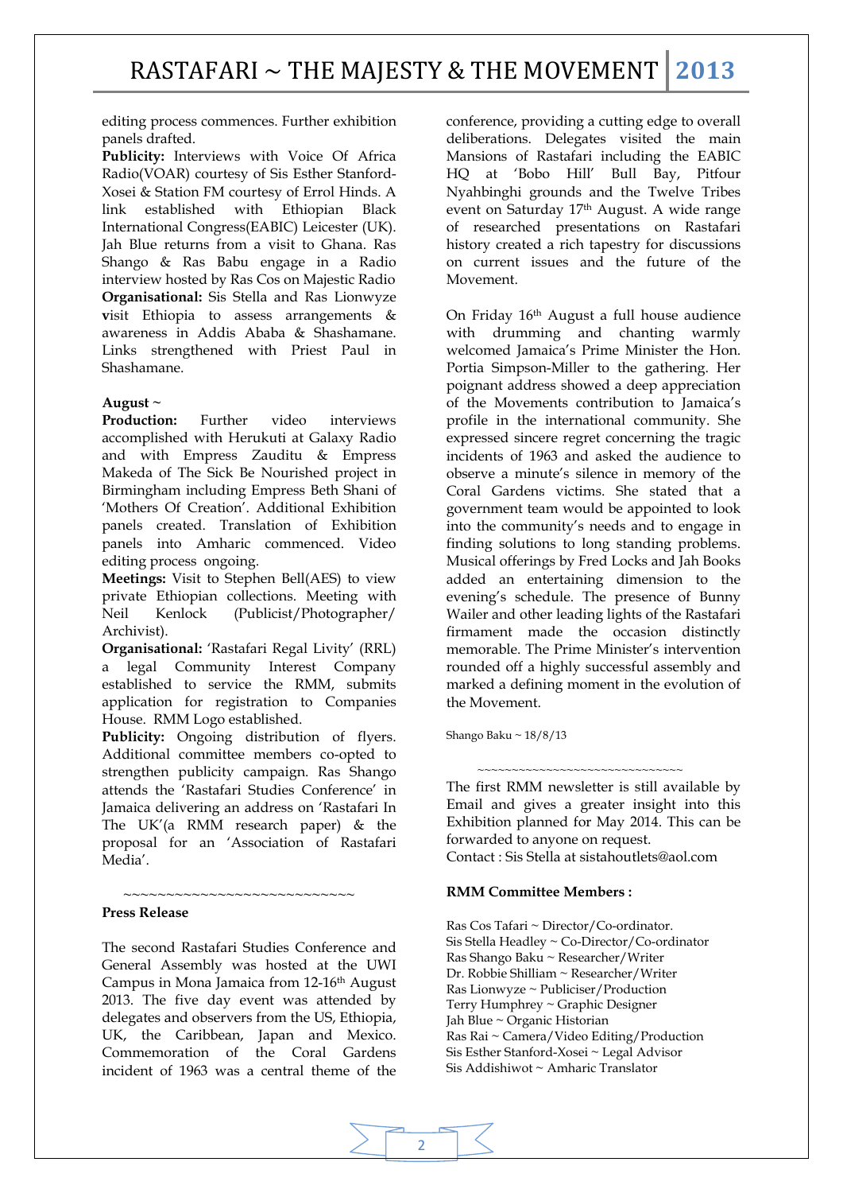editing process commences. Further exhibition panels drafted.

**Publicity:** Interviews with Voice Of Africa Radio(VOAR) courtesy of Sis Esther Stanford-Xosei & Station FM courtesy of Errol Hinds. A link established with Ethiopian Black International Congress(EABIC) Leicester (UK). Jah Blue returns from a visit to Ghana. Ras Shango & Ras Babu engage in a Radio interview hosted by Ras Cos on Majestic Radio

**Organisational:** Sis Stella and Ras Lionwyze visit Ethiopia to assess arrangements & awareness in Addis Ababa & Shashamane. Links strengthened with Priest Paul in Shashamane.

**August ~**

**Production:** Further video interviews accomplished with Herukuti at Galaxy Radio and with Empress Zauditu & Empress Makeda of The Sick Be Nourished project in Birmingham including Empress Beth Shani of 'Mothers Of Creation'. Additional Exhibition panels created. Translation of Exhibition panels into Amharic commenced. Video editing process ongoing.

**Meetings:** Visit to Stephen Bell(AES) to view private Ethiopian collections. Meeting with Neil Kenlock (Publicist/Photographer/Archivist).

**Organisational:** 'Rastafari Regal Livity' (RRL) a legal Community Interest Company established to service the RMM, submits application for registration to Companies House. RMM Logo established.

**Publicity:** Ongoing distribution of flyers. Additional committee members co-opted to strengthen publicity campaign. Ras Shango attends the 'Rastafari Studies Conference' in Jamaica delivering an address on 'Rastafari In The UK'(a RMM research paper) & the proposal for an 'Association of Rastafari Media'.

~~~~~~~~~~~~~~~~~~~~~~~~~~~

**Press Release**

The second Rastafari Studies Conference and General Assembly was hosted at the UWI Campus in Mona Jamaica from 12-16th August 2013. The five day event was attended by delegates and observers from the US, Ethiopia, UK, the Caribbean, Japan and Mexico. Commemoration of the Coral Gardens incident of 1963 was a central theme of the conference, providing a cutting edge to overall deliberations. Delegates visited the main Mansions of Rastafari including the EABIC HQ at 'Bobo Hill' Bull Bay, Pitfour Nyahbinghi grounds and the Twelve Tribes event on Saturday 17th August. A wide range of researched presentations on Rastafari history created a rich tapestry for discussions on current issues and the future of the Movement.

On Friday 16th August a full house audience with drumming and chanting warmly welcomed Jamaica's Prime Minister the Hon. Portia Simpson-Miller to the gathering. Her poignant address showed a deep appreciation of the Movements contribution to Jamaica's profile in the international community. She expressed sincere regret concerning the tragic incidents of 1963 and asked the audience to observe a minute's silence in memory of the Coral Gardens victims. She stated that a government team would be appointed to look into the community's needs and to engage in finding solutions to long standing problems. Musical offerings by Fred Locks and Jah Books added an entertaining dimension to the evening's schedule. The presence of Bunny Wailer and other leading lights of the Rastafari firmament made the occasion distinctly memorable. The Prime Minister's intervention rounded off a highly successful assembly and marked a defining moment in the evolution of the Movement.

Shango Baku ~ 18/8/13

~~~~~~~~~~~~~~~~~~~~~~~~~~~~~

The first RMM newsletter is still available by Email and gives a greater insight into this Exhibition planned for May 2014. This can be forwarded to anyone on request.
Contact : Sis Stella at sistahoutlets@aol.com

**RMM Committee Members :**

Ras Cos Tafari ~ Director/Co-ordinator.
Sis Stella Headley ~ Co-Director/Co-ordinator
Ras Shango Baku ~ Researcher/Writer
Dr. Robbie Shilliam ~ Researcher/Writer
Ras Lionwyze ~ Publiciser/Production
Terry Humphrey ~ Graphic Designer
Jah Blue ~ Organic Historian
Ras Rai ~ Camera/Video Editing/Production
Sis Esther Stanford-Xosei ~ Legal Advisor
Sis Addishiwot ~ Amharic Translator